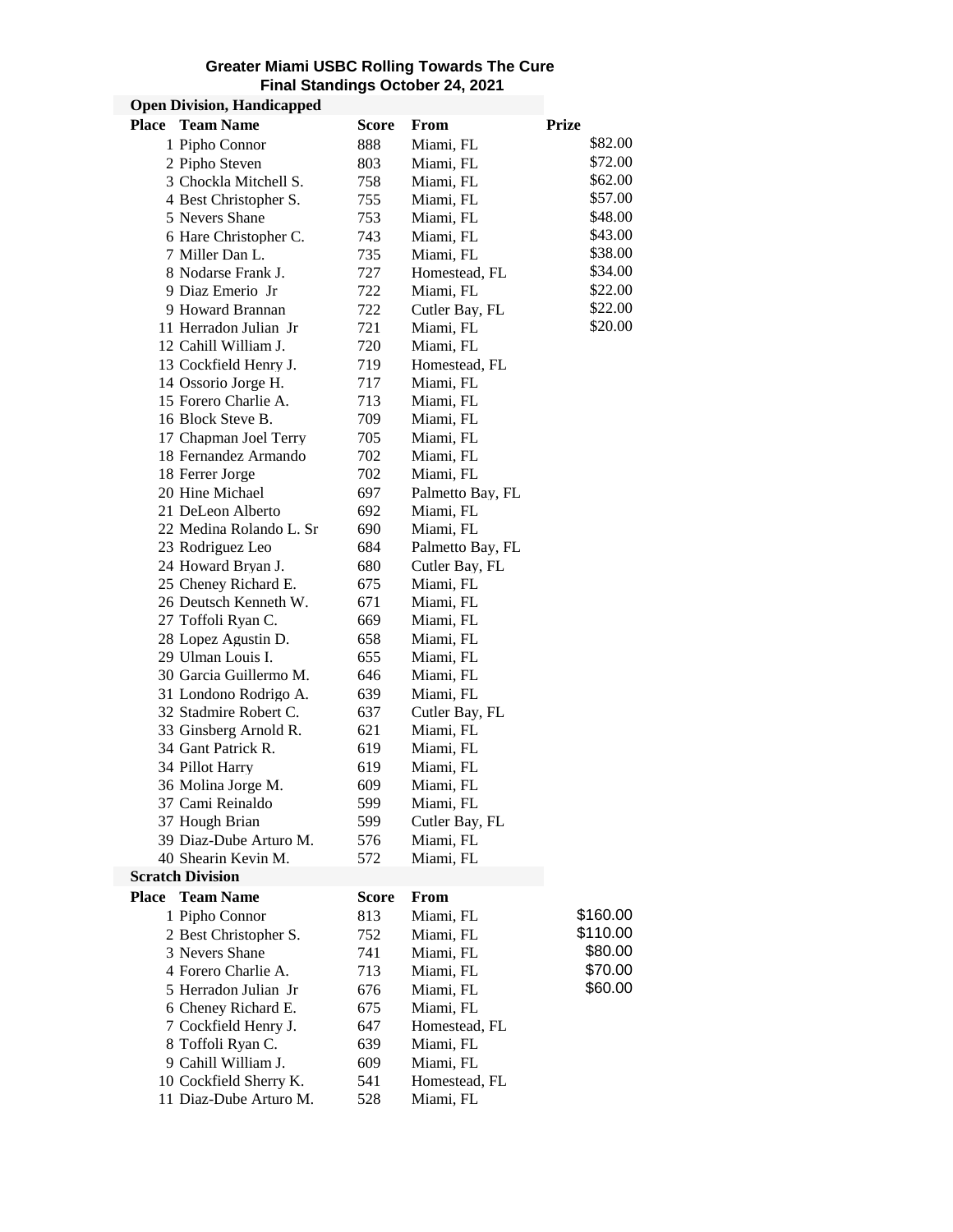## Greater Miami USBC Rolling Towards The Cure

### Final Standings October 24, 2021

**Open Division, Handicapped**

| Place | Team Name | Score | From | Prize |
|---|---|---|---|---|
| 1 | Pipho Connor | 888 | Miami, FL | $82.00 |
| 2 | Pipho Steven | 803 | Miami, FL | $72.00 |
| 3 | Chockla Mitchell S. | 758 | Miami, FL | $62.00 |
| 4 | Best Christopher S. | 755 | Miami, FL | $57.00 |
| 5 | Nevers Shane | 753 | Miami, FL | $48.00 |
| 6 | Hare Christopher C. | 743 | Miami, FL | $43.00 |
| 7 | Miller Dan L. | 735 | Miami, FL | $38.00 |
| 8 | Nodarse Frank J. | 727 | Homestead, FL | $34.00 |
| 9 | Diaz Emerio Jr | 722 | Miami, FL | $22.00 |
| 9 | Howard Brannan | 722 | Cutler Bay, FL | $22.00 |
| 11 | Herradon Julian Jr | 721 | Miami, FL | $20.00 |
| 12 | Cahill William J. | 720 | Miami, FL | |
| 13 | Cockfield Henry J. | 719 | Homestead, FL | |
| 14 | Ossorio Jorge H. | 717 | Miami, FL | |
| 15 | Forero Charlie A. | 713 | Miami, FL | |
| 16 | Block Steve B. | 709 | Miami, FL | |
| 17 | Chapman Joel Terry | 705 | Miami, FL | |
| 18 | Fernandez Armando | 702 | Miami, FL | |
| 18 | Ferrer Jorge | 702 | Miami, FL | |
| 20 | Hine Michael | 697 | Palmetto Bay, FL | |
| 21 | DeLeon Alberto | 692 | Miami, FL | |
| 22 | Medina Rolando L. Sr | 690 | Miami, FL | |
| 23 | Rodriguez Leo | 684 | Palmetto Bay, FL | |
| 24 | Howard Bryan J. | 680 | Cutler Bay, FL | |
| 25 | Cheney Richard E. | 675 | Miami, FL | |
| 26 | Deutsch Kenneth W. | 671 | Miami, FL | |
| 27 | Toffoli Ryan C. | 669 | Miami, FL | |
| 28 | Lopez Agustin D. | 658 | Miami, FL | |
| 29 | Ulman Louis I. | 655 | Miami, FL | |
| 30 | Garcia Guillermo M. | 646 | Miami, FL | |
| 31 | Londono Rodrigo A. | 639 | Miami, FL | |
| 32 | Stadmire Robert C. | 637 | Cutler Bay, FL | |
| 33 | Ginsberg Arnold R. | 621 | Miami, FL | |
| 34 | Gant Patrick R. | 619 | Miami, FL | |
| 34 | Pillot Harry | 619 | Miami, FL | |
| 36 | Molina Jorge M. | 609 | Miami, FL | |
| 37 | Cami Reinaldo | 599 | Miami, FL | |
| 37 | Hough Brian | 599 | Cutler Bay, FL | |
| 39 | Diaz-Dube Arturo M. | 576 | Miami, FL | |
| 40 | Shearin Kevin M. | 572 | Miami, FL | |

**Scratch Division**

| Place | Team Name | Score | From | |
|---|---|---|---|---|
| 1 | Pipho Connor | 813 | Miami, FL | $160.00 |
| 2 | Best Christopher S. | 752 | Miami, FL | $110.00 |
| 3 | Nevers Shane | 741 | Miami, FL | $80.00 |
| 4 | Forero Charlie A. | 713 | Miami, FL | $70.00 |
| 5 | Herradon Julian Jr | 676 | Miami, FL | $60.00 |
| 6 | Cheney Richard E. | 675 | Miami, FL | |
| 7 | Cockfield Henry J. | 647 | Homestead, FL | |
| 8 | Toffoli Ryan C. | 639 | Miami, FL | |
| 9 | Cahill William J. | 609 | Miami, FL | |
| 10 | Cockfield Sherry K. | 541 | Homestead, FL | |
| 11 | Diaz-Dube Arturo M. | 528 | Miami, FL | |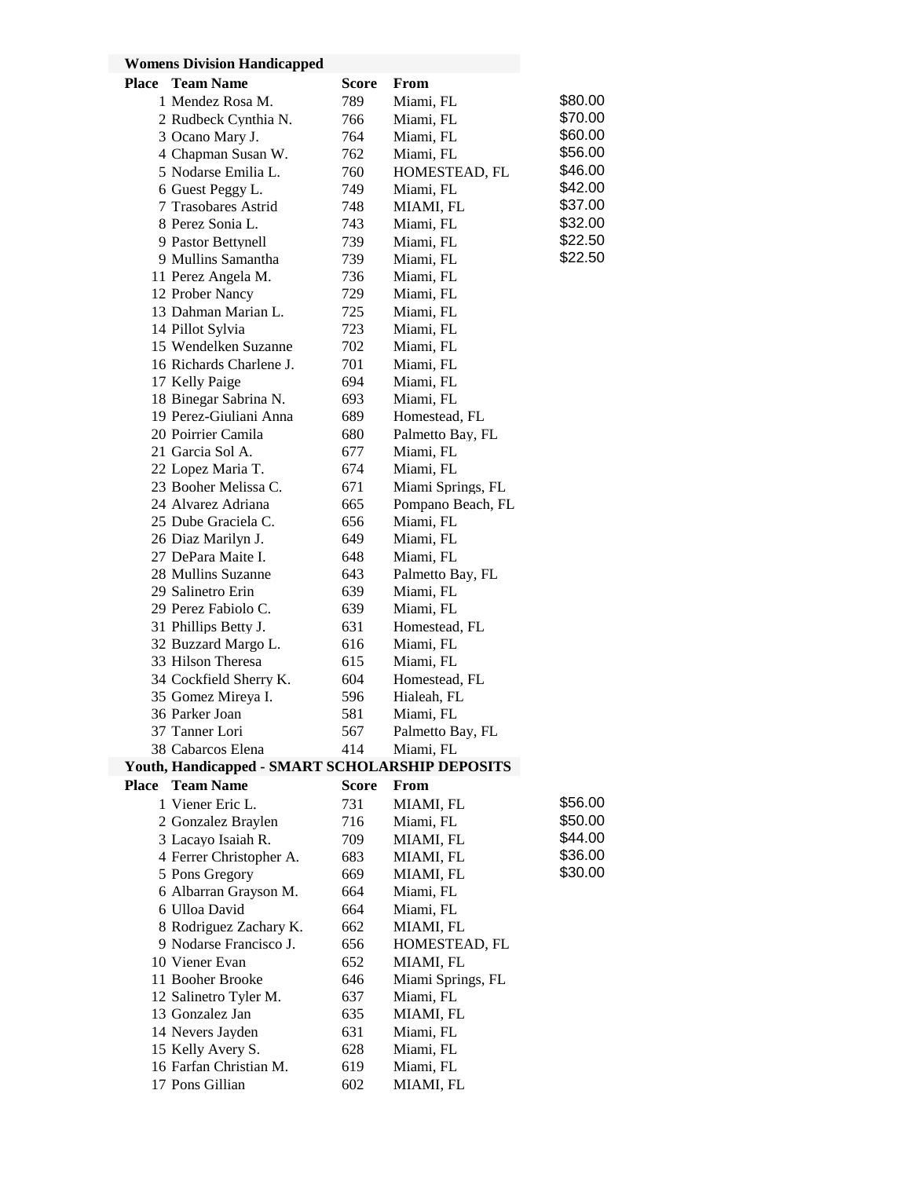## Womens Division Handicapped

| Place | Team Name | Score | From | |
|---|---|---|---|---|
| 1 | Mendez Rosa M. | 789 | Miami, FL | $80.00 |
| 2 | Rudbeck Cynthia N. | 766 | Miami, FL | $70.00 |
| 3 | Ocano Mary J. | 764 | Miami, FL | $60.00 |
| 4 | Chapman Susan W. | 762 | Miami, FL | $56.00 |
| 5 | Nodarse Emilia L. | 760 | HOMESTEAD, FL | $46.00 |
| 6 | Guest Peggy L. | 749 | Miami, FL | $42.00 |
| 7 | Trasobares Astrid | 748 | MIAMI, FL | $37.00 |
| 8 | Perez Sonia L. | 743 | Miami, FL | $32.00 |
| 9 | Pastor Bettynell | 739 | Miami, FL | $22.50 |
| 9 | Mullins Samantha | 739 | Miami, FL | $22.50 |
| 11 | Perez Angela M. | 736 | Miami, FL | |
| 12 | Prober Nancy | 729 | Miami, FL | |
| 13 | Dahman Marian L. | 725 | Miami, FL | |
| 14 | Pillot Sylvia | 723 | Miami, FL | |
| 15 | Wendelken Suzanne | 702 | Miami, FL | |
| 16 | Richards Charlene J. | 701 | Miami, FL | |
| 17 | Kelly Paige | 694 | Miami, FL | |
| 18 | Binegar Sabrina N. | 693 | Miami, FL | |
| 19 | Perez-Giuliani Anna | 689 | Homestead, FL | |
| 20 | Poirrier Camila | 680 | Palmetto Bay, FL | |
| 21 | Garcia Sol A. | 677 | Miami, FL | |
| 22 | Lopez Maria T. | 674 | Miami, FL | |
| 23 | Booher Melissa C. | 671 | Miami Springs, FL | |
| 24 | Alvarez Adriana | 665 | Pompano Beach, FL | |
| 25 | Dube Graciela C. | 656 | Miami, FL | |
| 26 | Diaz Marilyn J. | 649 | Miami, FL | |
| 27 | DePara Maite I. | 648 | Miami, FL | |
| 28 | Mullins Suzanne | 643 | Palmetto Bay, FL | |
| 29 | Salinetro Erin | 639 | Miami, FL | |
| 29 | Perez Fabiolo C. | 639 | Miami, FL | |
| 31 | Phillips Betty J. | 631 | Homestead, FL | |
| 32 | Buzzard Margo L. | 616 | Miami, FL | |
| 33 | Hilson Theresa | 615 | Miami, FL | |
| 34 | Cockfield Sherry K. | 604 | Homestead, FL | |
| 35 | Gomez Mireya I. | 596 | Hialeah, FL | |
| 36 | Parker Joan | 581 | Miami, FL | |
| 37 | Tanner Lori | 567 | Palmetto Bay, FL | |
| 38 | Cabarcos Elena | 414 | Miami, FL | |

## Youth, Handicapped - SMART SCHOLARSHIP DEPOSITS

| Place | Team Name | Score | From | |
|---|---|---|---|---|
| 1 | Viener Eric L. | 731 | MIAMI, FL | $56.00 |
| 2 | Gonzalez Braylen | 716 | Miami, FL | $50.00 |
| 3 | Lacayo Isaiah R. | 709 | MIAMI, FL | $44.00 |
| 4 | Ferrer Christopher A. | 683 | MIAMI, FL | $36.00 |
| 5 | Pons Gregory | 669 | MIAMI, FL | $30.00 |
| 6 | Albarran Grayson M. | 664 | Miami, FL | |
| 6 | Ulloa David | 664 | Miami, FL | |
| 8 | Rodriguez Zachary K. | 662 | MIAMI, FL | |
| 9 | Nodarse Francisco J. | 656 | HOMESTEAD, FL | |
| 10 | Viener Evan | 652 | MIAMI, FL | |
| 11 | Booher Brooke | 646 | Miami Springs, FL | |
| 12 | Salinetro Tyler M. | 637 | Miami, FL | |
| 13 | Gonzalez Jan | 635 | MIAMI, FL | |
| 14 | Nevers Jayden | 631 | Miami, FL | |
| 15 | Kelly Avery S. | 628 | Miami, FL | |
| 16 | Farfan Christian M. | 619 | Miami, FL | |
| 17 | Pons Gillian | 602 | MIAMI, FL | |